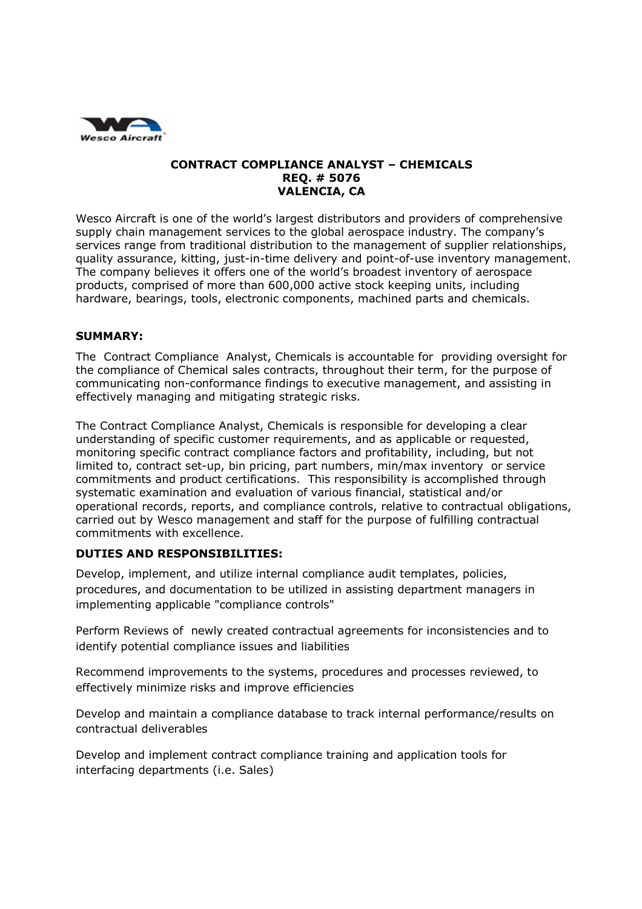Wesco Aircraft

**CONTRACT COMPLIANCE ANALYST – CHEMICALS**
**REQ. # 5076**
**VALENCIA, CA**

Wesco Aircraft is one of the world's largest distributors and providers of comprehensive supply chain management services to the global aerospace industry. The company's services range from traditional distribution to the management of supplier relationships, quality assurance, kitting, just-in-time delivery and point-of-use inventory management. The company believes it offers one of the world's broadest inventory of aerospace products, comprised of more than 600,000 active stock keeping units, including hardware, bearings, tools, electronic components, machined parts and chemicals.

**SUMMARY:**

The Contract Compliance Analyst, Chemicals is accountable for providing oversight for the compliance of Chemical sales contracts, throughout their term, for the purpose of communicating non-conformance findings to executive management, and assisting in effectively managing and mitigating strategic risks.

The Contract Compliance Analyst, Chemicals is responsible for developing a clear understanding of specific customer requirements, and as applicable or requested, monitoring specific contract compliance factors and profitability, including, but not limited to, contract set-up, bin pricing, part numbers, min/max inventory or service commitments and product certifications. This responsibility is accomplished through systematic examination and evaluation of various financial, statistical and/or operational records, reports, and compliance controls, relative to contractual obligations, carried out by Wesco management and staff for the purpose of fulfilling contractual commitments with excellence.

**DUTIES AND RESPONSIBILITIES:**

Develop, implement, and utilize internal compliance audit templates, policies, procedures, and documentation to be utilized in assisting department managers in implementing applicable "compliance controls"

Perform Reviews of newly created contractual agreements for inconsistencies and to identify potential compliance issues and liabilities

Recommend improvements to the systems, procedures and processes reviewed, to effectively minimize risks and improve efficiencies

Develop and maintain a compliance database to track internal performance/results on contractual deliverables

Develop and implement contract compliance training and application tools for interfacing departments (i.e. Sales)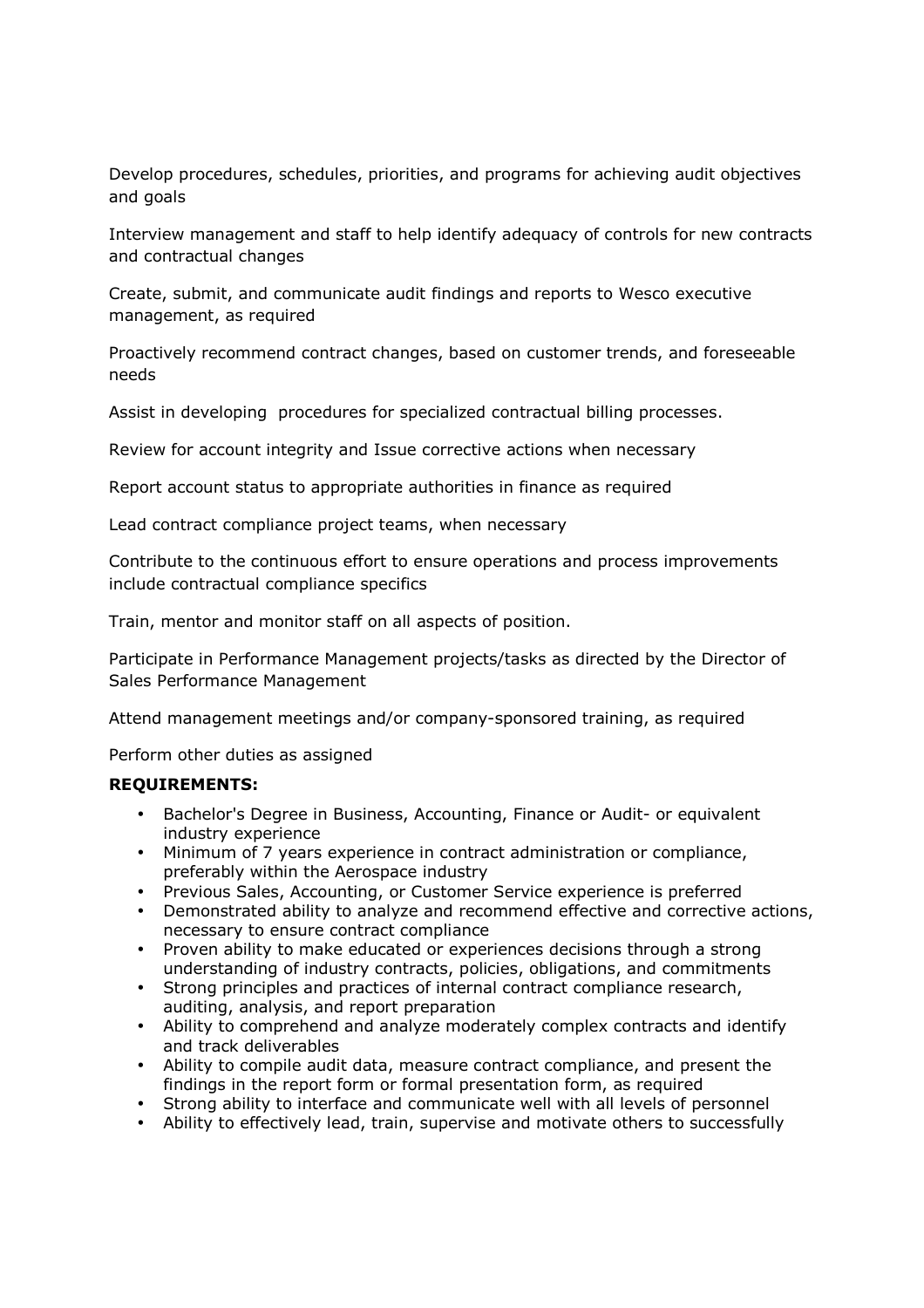Develop procedures, schedules, priorities, and programs for achieving audit objectives and goals

Interview management and staff to help identify adequacy of controls for new contracts and contractual changes

Create, submit, and communicate audit findings and reports to Wesco executive management, as required

Proactively recommend contract changes, based on customer trends, and foreseeable needs

Assist in developing  procedures for specialized contractual billing processes.

Review for account integrity and Issue corrective actions when necessary

Report account status to appropriate authorities in finance as required

Lead contract compliance project teams, when necessary

Contribute to the continuous effort to ensure operations and process improvements include contractual compliance specifics

Train, mentor and monitor staff on all aspects of position.

Participate in Performance Management projects/tasks as directed by the Director of Sales Performance Management

Attend management meetings and/or company-sponsored training, as required

Perform other duties as assigned

**REQUIREMENTS:**

- Bachelor's Degree in Business, Accounting, Finance or Audit- or equivalent industry experience
- Minimum of 7 years experience in contract administration or compliance, preferably within the Aerospace industry
- Previous Sales, Accounting, or Customer Service experience is preferred
- Demonstrated ability to analyze and recommend effective and corrective actions, necessary to ensure contract compliance
- Proven ability to make educated or experiences decisions through a strong understanding of industry contracts, policies, obligations, and commitments
- Strong principles and practices of internal contract compliance research, auditing, analysis, and report preparation
- Ability to comprehend and analyze moderately complex contracts and identify and track deliverables
- Ability to compile audit data, measure contract compliance, and present the findings in the report form or formal presentation form, as required
- Strong ability to interface and communicate well with all levels of personnel
- Ability to effectively lead, train, supervise and motivate others to successfully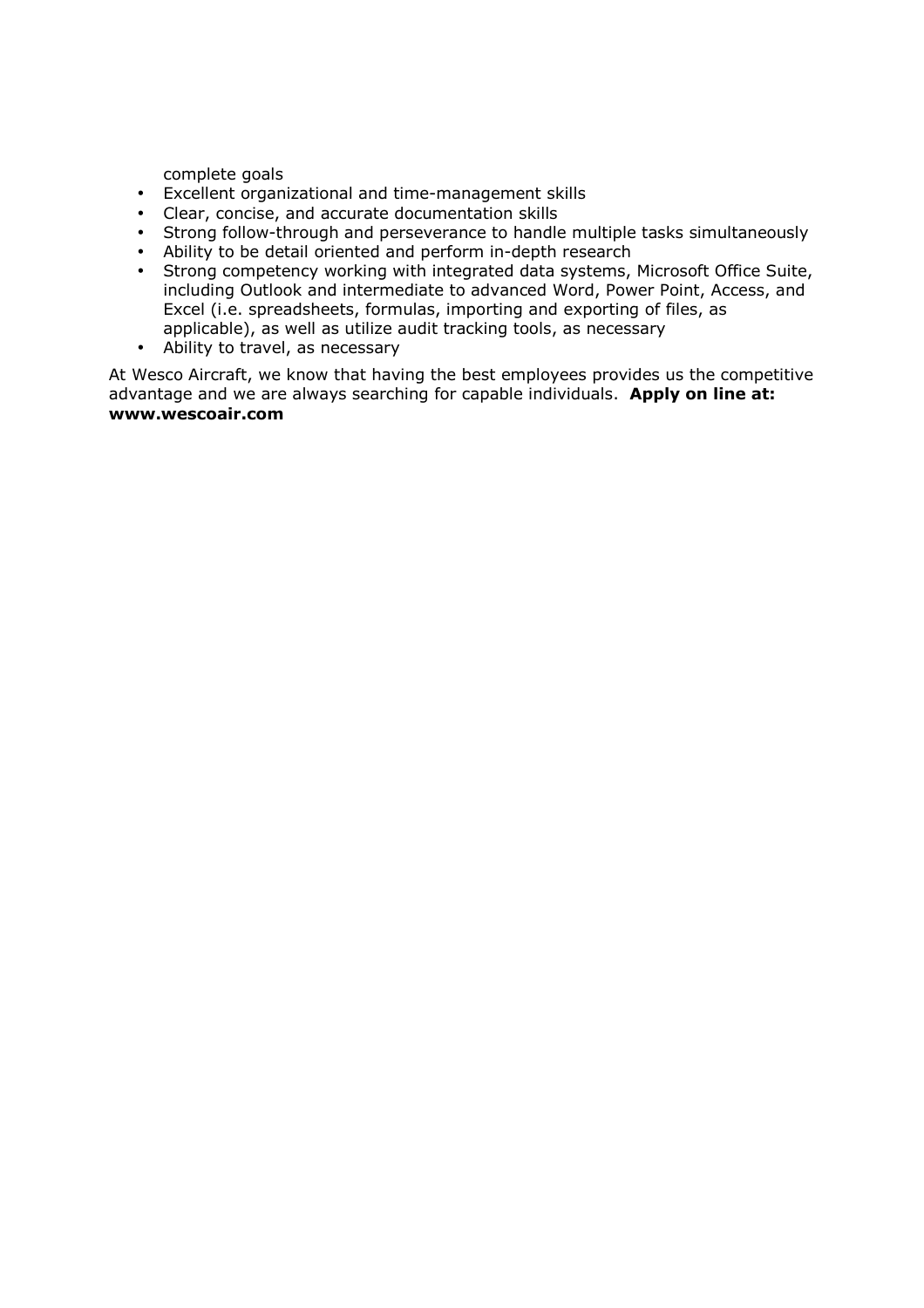complete goals

- Excellent organizational and time-management skills
- Clear, concise, and accurate documentation skills
- Strong follow-through and perseverance to handle multiple tasks simultaneously
- Ability to be detail oriented and perform in-depth research
- Strong competency working with integrated data systems, Microsoft Office Suite, including Outlook and intermediate to advanced Word, Power Point, Access, and Excel (i.e. spreadsheets, formulas, importing and exporting of files, as applicable), as well as utilize audit tracking tools, as necessary
- Ability to travel, as necessary

At Wesco Aircraft, we know that having the best employees provides us the competitive advantage and we are always searching for capable individuals. **Apply on line at: www.wescoair.com**